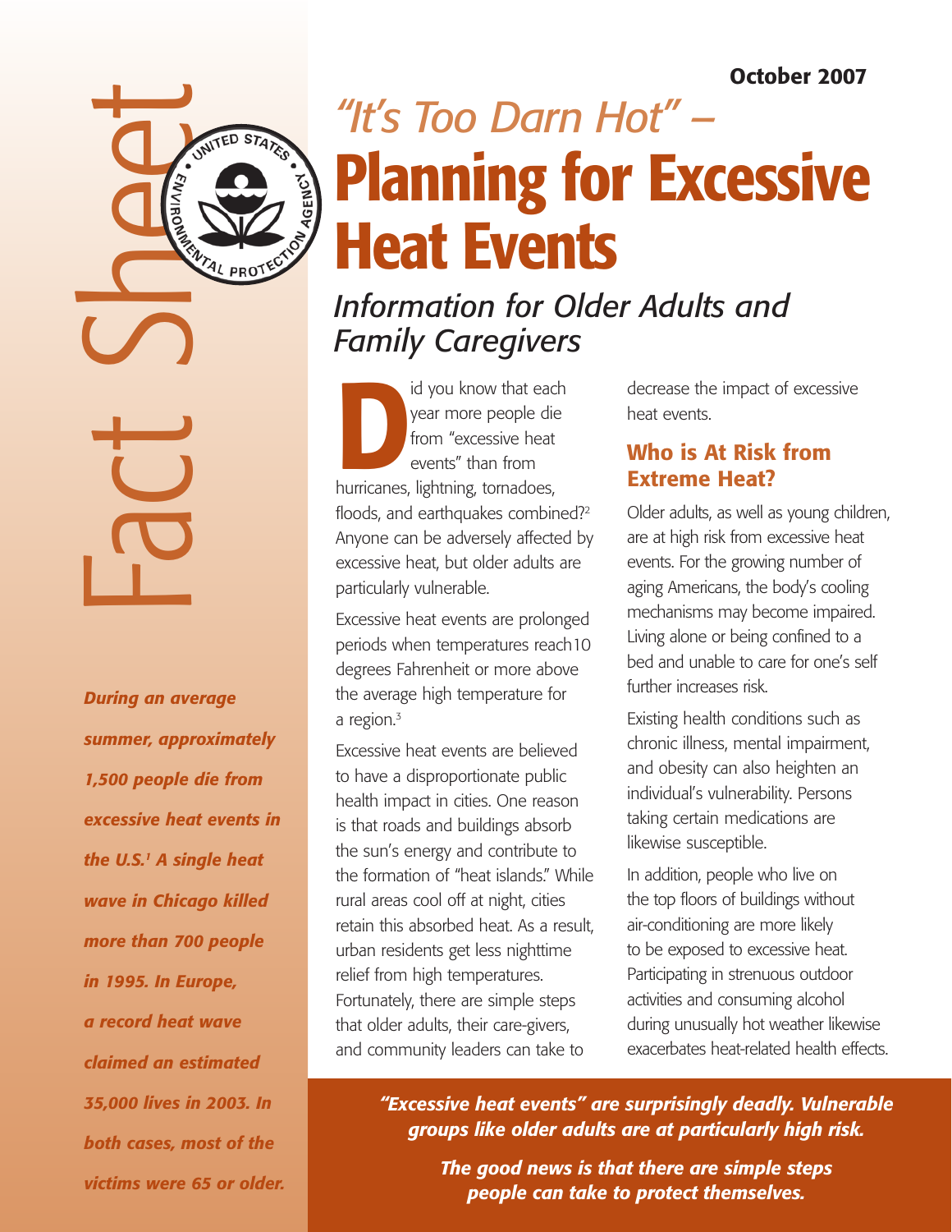Fact Sheet

October 2007

# *"It's Too Darn Hot" –* Planning for Excessive Heat Events

## *Information for Older Adults and Family Caregivers*

***During an average summer, approximately 1,500 people die from excessive heat events in the U.S.[1] A single heat wave in Chicago killed more than 700 people in 1995. In Europe, a record heat wave claimed an estimated 35,000 lives in 2003. In both cases, most of the victims were 65 or older.***

Did you know that each year more people die from "excessive heat events" than from hurricanes, lightning, tornadoes, floods, and earthquakes combined?[2] Anyone can be adversely affected by excessive heat, but older adults are particularly vulnerable.

Excessive heat events are prolonged periods when temperatures reach10 degrees Fahrenheit or more above the average high temperature for a region.[3]

Excessive heat events are believed to have a disproportionate public health impact in cities. One reason is that roads and buildings absorb the sun's energy and contribute to the formation of "heat islands." While rural areas cool off at night, cities retain this absorbed heat. As a result, urban residents get less nighttime relief from high temperatures. Fortunately, there are simple steps that older adults, their care-givers, and community leaders can take to decrease the impact of excessive heat events.

### Who is At Risk from Extreme Heat?

Older adults, as well as young children, are at high risk from excessive heat events. For the growing number of aging Americans, the body's cooling mechanisms may become impaired. Living alone or being confined to a bed and unable to care for one's self further increases risk.

Existing health conditions such as chronic illness, mental impairment, and obesity can also heighten an individual's vulnerability. Persons taking certain medications are likewise susceptible.

In addition, people who live on the top floors of buildings without air-conditioning are more likely to be exposed to excessive heat. Participating in strenuous outdoor activities and consuming alcohol during unusually hot weather likewise exacerbates heat-related health effects.

***"Excessive heat events" are surprisingly deadly. Vulnerable groups like older adults are at particularly high risk.***

***The good news is that there are simple steps people can take to protect themselves.***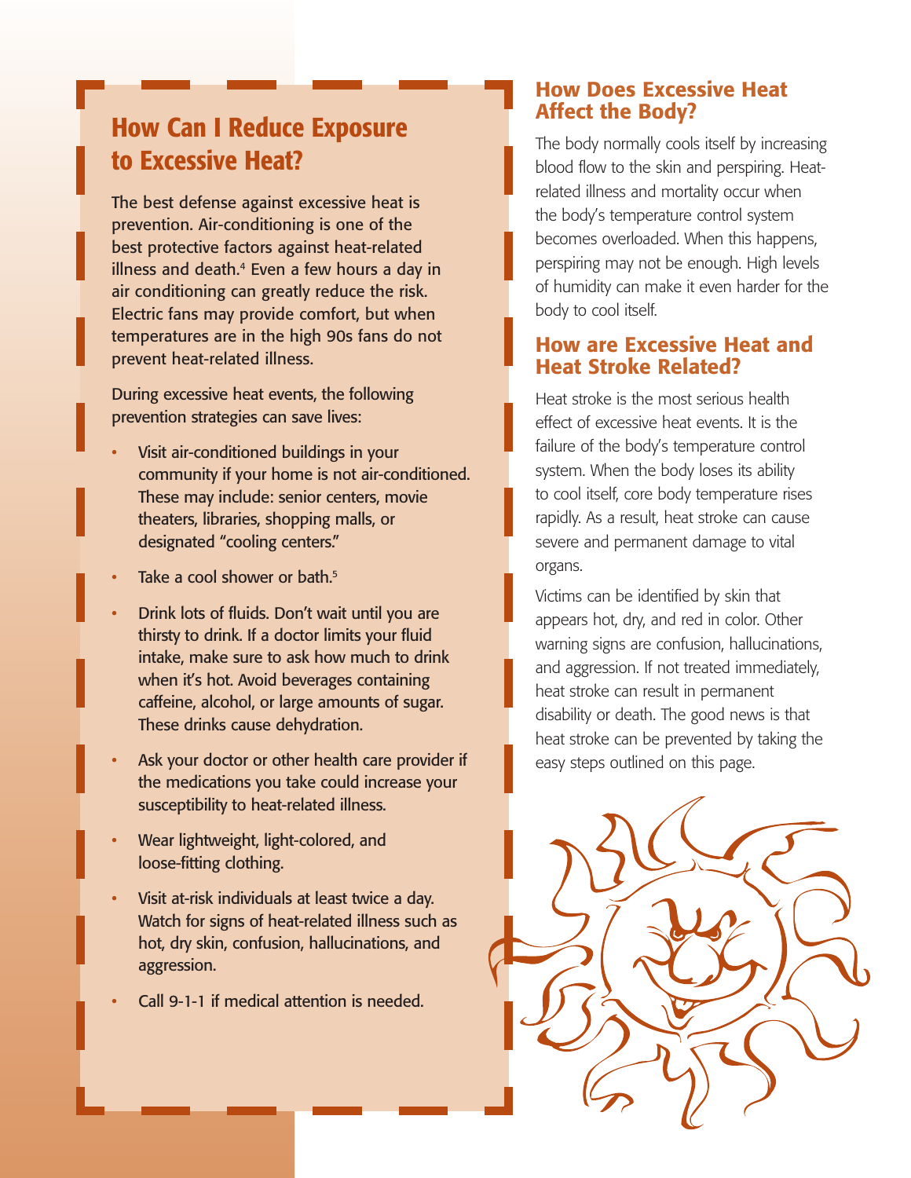## How Can I Reduce Exposure to Excessive Heat?

The best defense against excessive heat is prevention. Air-conditioning is one of the best protective factors against heat-related illness and death.[4] Even a few hours a day in air conditioning can greatly reduce the risk. Electric fans may provide comfort, but when temperatures are in the high 90s fans do not prevent heat-related illness.

During excessive heat events, the following prevention strategies can save lives:

- Visit air-conditioned buildings in your community if your home is not air-conditioned. These may include: senior centers, movie theaters, libraries, shopping malls, or designated "cooling centers."
- Take a cool shower or bath.[5]
- Drink lots of fluids. Don't wait until you are thirsty to drink. If a doctor limits your fluid intake, make sure to ask how much to drink when it's hot. Avoid beverages containing caffeine, alcohol, or large amounts of sugar. These drinks cause dehydration.
- Ask your doctor or other health care provider if the medications you take could increase your susceptibility to heat-related illness.
- Wear lightweight, light-colored, and loose-fitting clothing.
- Visit at-risk individuals at least twice a day. Watch for signs of heat-related illness such as hot, dry skin, confusion, hallucinations, and aggression.
- Call 9-1-1 if medical attention is needed.

## How Does Excessive Heat Affect the Body?

The body normally cools itself by increasing blood flow to the skin and perspiring. Heat-related illness and mortality occur when the body's temperature control system becomes overloaded. When this happens, perspiring may not be enough. High levels of humidity can make it even harder for the body to cool itself.

## How are Excessive Heat and Heat Stroke Related?

Heat stroke is the most serious health effect of excessive heat events. It is the failure of the body's temperature control system. When the body loses its ability to cool itself, core body temperature rises rapidly. As a result, heat stroke can cause severe and permanent damage to vital organs.

Victims can be identified by skin that appears hot, dry, and red in color. Other warning signs are confusion, hallucinations, and aggression. If not treated immediately, heat stroke can result in permanent disability or death. The good news is that heat stroke can be prevented by taking the easy steps outlined on this page.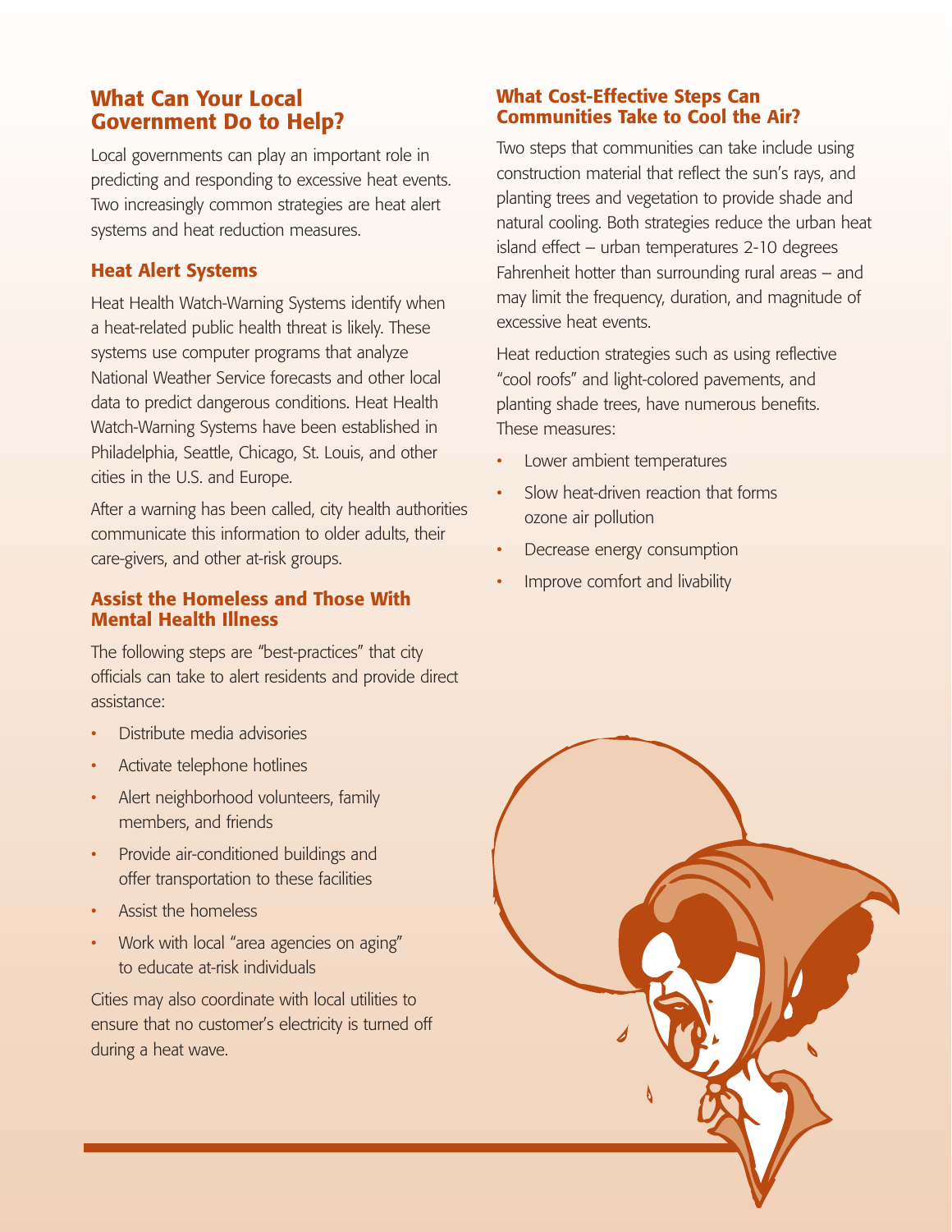## What Can Your Local Government Do to Help?

Local governments can play an important role in predicting and responding to excessive heat events. Two increasingly common strategies are heat alert systems and heat reduction measures.

### Heat Alert Systems

Heat Health Watch-Warning Systems identify when a heat-related public health threat is likely. These systems use computer programs that analyze National Weather Service forecasts and other local data to predict dangerous conditions. Heat Health Watch-Warning Systems have been established in Philadelphia, Seattle, Chicago, St. Louis, and other cities in the U.S. and Europe.

After a warning has been called, city health authorities communicate this information to older adults, their care-givers, and other at-risk groups.

### Assist the Homeless and Those With Mental Health Illness

The following steps are "best-practices" that city officials can take to alert residents and provide direct assistance:

- Distribute media advisories
- Activate telephone hotlines
- Alert neighborhood volunteers, family members, and friends
- Provide air-conditioned buildings and offer transportation to these facilities
- Assist the homeless
- Work with local "area agencies on aging" to educate at-risk individuals

Cities may also coordinate with local utilities to ensure that no customer's electricity is turned off during a heat wave.

## What Cost-Effective Steps Can Communities Take to Cool the Air?

Two steps that communities can take include using construction material that reflect the sun's rays, and planting trees and vegetation to provide shade and natural cooling. Both strategies reduce the urban heat island effect – urban temperatures 2-10 degrees Fahrenheit hotter than surrounding rural areas – and may limit the frequency, duration, and magnitude of excessive heat events.

Heat reduction strategies such as using reflective "cool roofs" and light-colored pavements, and planting shade trees, have numerous benefits. These measures:

- Lower ambient temperatures
- Slow heat-driven reaction that forms ozone air pollution
- Decrease energy consumption
- Improve comfort and livability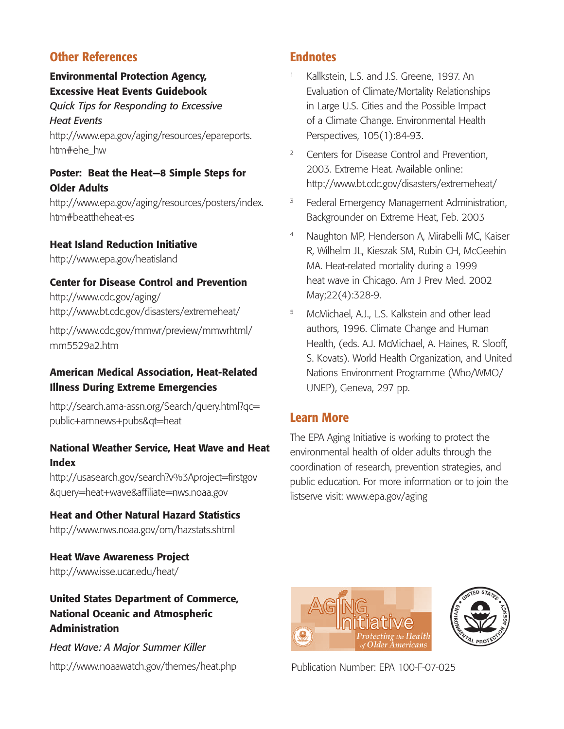## Other References

**Environmental Protection Agency, Excessive Heat Events Guidebook**
*Quick Tips for Responding to Excessive Heat Events*
http://www.epa.gov/aging/resources/epareports.htm#ehe_hw

**Poster: Beat the Heat—8 Simple Steps for Older Adults**
http://www.epa.gov/aging/resources/posters/index.htm#beattheheat-es

**Heat Island Reduction Initiative**
http://www.epa.gov/heatisland

**Center for Disease Control and Prevention**
http://www.cdc.gov/aging/
http://www.bt.cdc.gov/disasters/extremeheat/

http://www.cdc.gov/mmwr/preview/mmwrhtml/mm5529a2.htm

**American Medical Association, Heat-Related Illness During Extreme Emergencies**

http://search.ama-assn.org/Search/query.html?qc=public+amnews+pubs&qt=heat

**National Weather Service, Heat Wave and Heat Index**
http://usasearch.gov/search?v%3Aproject=firstgov&query=heat+wave&affiliate=nws.noaa.gov

**Heat and Other Natural Hazard Statistics**
http://www.nws.noaa.gov/om/hazstats.shtml

**Heat Wave Awareness Project**
http://www.isse.ucar.edu/heat/

**United States Department of Commerce, National Oceanic and Atmospheric Administration**

*Heat Wave: A Major Summer Killer*

http://www.noaawatch.gov/themes/heat.php

## Endnotes

1. Kallkstein, L.S. and J.S. Greene, 1997. An Evaluation of Climate/Mortality Relationships in Large U.S. Cities and the Possible Impact of a Climate Change. Environmental Health Perspectives, 105(1):84-93.
2. Centers for Disease Control and Prevention, 2003. Extreme Heat. Available online: http://www.bt.cdc.gov/disasters/extremeheat/
3. Federal Emergency Management Administration, Backgrounder on Extreme Heat, Feb. 2003
4. Naughton MP, Henderson A, Mirabelli MC, Kaiser R, Wilhelm JL, Kieszak SM, Rubin CH, McGeehin MA. Heat-related mortality during a 1999 heat wave in Chicago. Am J Prev Med. 2002 May;22(4):328-9.
5. McMichael, A.J., L.S. Kalkstein and other lead authors, 1996. Climate Change and Human Health, (eds. A.J. McMichael, A. Haines, R. Slooff, S. Kovats). World Health Organization, and United Nations Environment Programme (Who/WMO/UNEP), Geneva, 297 pp.

## Learn More

The EPA Aging Initiative is working to protect the environmental health of older adults through the coordination of research, prevention strategies, and public education. For more information or to join the listserve visit: www.epa.gov/aging

Aging Initiative — Protecting the Health of Older Americans

Publication Number: EPA 100-F-07-025